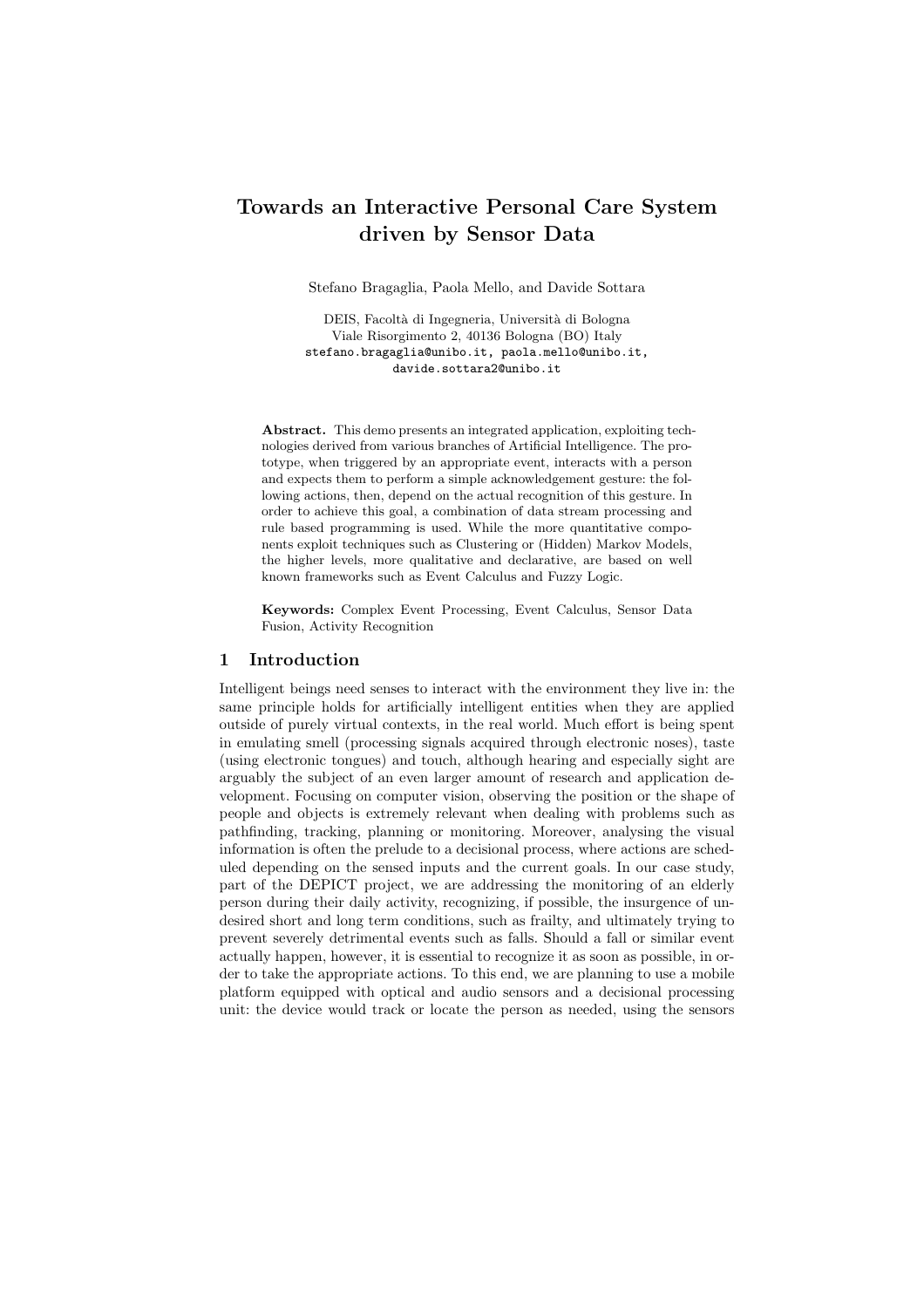# Towards an Interactive Personal Care System driven by Sensor Data

Stefano Bragaglia, Paola Mello, and Davide Sottara

DEIS, Facoltà di Ingegneria, Università di Bologna
Viale Risorgimento 2, 40136 Bologna (BO) Italy
stefano.bragaglia@unibo.it, paola.mello@unibo.it,
davide.sottara2@unibo.it

**Abstract.** This demo presents an integrated application, exploiting technologies derived from various branches of Artificial Intelligence. The prototype, when triggered by an appropriate event, interacts with a person and expects them to perform a simple acknowledgement gesture: the following actions, then, depend on the actual recognition of this gesture. In order to achieve this goal, a combination of data stream processing and rule based programming is used. While the more quantitative components exploit techniques such as Clustering or (Hidden) Markov Models, the higher levels, more qualitative and declarative, are based on well known frameworks such as Event Calculus and Fuzzy Logic.

**Keywords:** Complex Event Processing, Event Calculus, Sensor Data Fusion, Activity Recognition

## 1 Introduction

Intelligent beings need senses to interact with the environment they live in: the same principle holds for artificially intelligent entities when they are applied outside of purely virtual contexts, in the real world. Much effort is being spent in emulating smell (processing signals acquired through electronic noses), taste (using electronic tongues) and touch, although hearing and especially sight are arguably the subject of an even larger amount of research and application development. Focusing on computer vision, observing the position or the shape of people and objects is extremely relevant when dealing with problems such as pathfinding, tracking, planning or monitoring. Moreover, analysing the visual information is often the prelude to a decisional process, where actions are scheduled depending on the sensed inputs and the current goals. In our case study, part of the DEPICT project, we are addressing the monitoring of an elderly person during their daily activity, recognizing, if possible, the insurgence of undesired short and long term conditions, such as frailty, and ultimately trying to prevent severely detrimental events such as falls. Should a fall or similar event actually happen, however, it is essential to recognize it as soon as possible, in order to take the appropriate actions. To this end, we are planning to use a mobile platform equipped with optical and audio sensors and a decisional processing unit: the device would track or locate the person as needed, using the sensors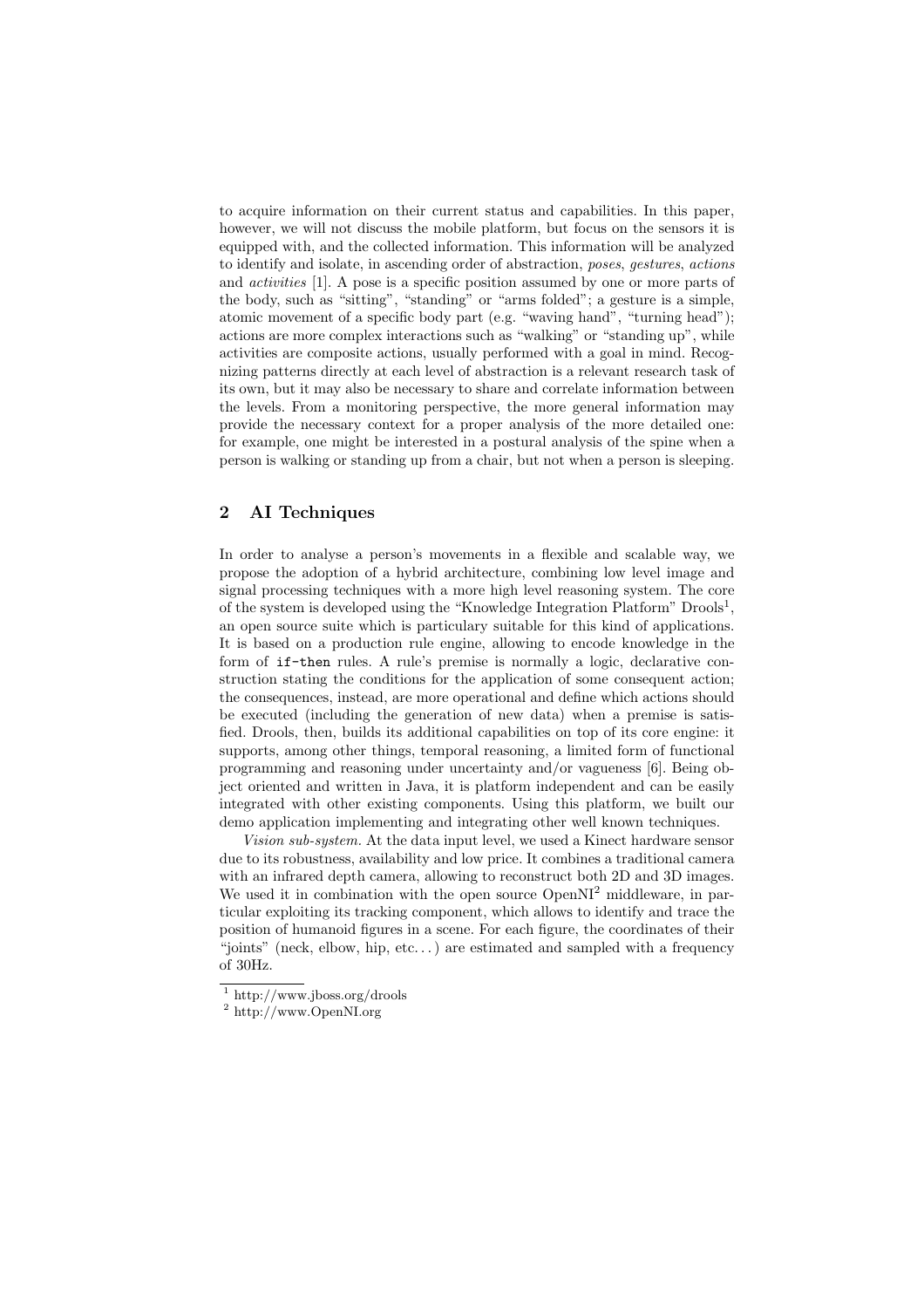to acquire information on their current status and capabilities. In this paper, however, we will not discuss the mobile platform, but focus on the sensors it is equipped with, and the collected information. This information will be analyzed to identify and isolate, in ascending order of abstraction, *poses*, *gestures*, *actions* and *activities* [1]. A pose is a specific position assumed by one or more parts of the body, such as "sitting", "standing" or "arms folded"; a gesture is a simple, atomic movement of a specific body part (e.g. "waving hand", "turning head"); actions are more complex interactions such as "walking" or "standing up", while activities are composite actions, usually performed with a goal in mind. Recognizing patterns directly at each level of abstraction is a relevant research task of its own, but it may also be necessary to share and correlate information between the levels. From a monitoring perspective, the more general information may provide the necessary context for a proper analysis of the more detailed one: for example, one might be interested in a postural analysis of the spine when a person is walking or standing up from a chair, but not when a person is sleeping.

## 2 AI Techniques

In order to analyse a person's movements in a flexible and scalable way, we propose the adoption of a hybrid architecture, combining low level image and signal processing techniques with a more high level reasoning system. The core of the system is developed using the "Knowledge Integration Platform" Drools[1], an open source suite which is particulary suitable for this kind of applications. It is based on a production rule engine, allowing to encode knowledge in the form of `if-then` rules. A rule's premise is normally a logic, declarative construction stating the conditions for the application of some consequent action; the consequences, instead, are more operational and define which actions should be executed (including the generation of new data) when a premise is satisfied. Drools, then, builds its additional capabilities on top of its core engine: it supports, among other things, temporal reasoning, a limited form of functional programming and reasoning under uncertainty and/or vagueness [6]. Being object oriented and written in Java, it is platform independent and can be easily integrated with other existing components. Using this platform, we built our demo application implementing and integrating other well known techniques.

*Vision sub-system.* At the data input level, we used a Kinect hardware sensor due to its robustness, availability and low price. It combines a traditional camera with an infrared depth camera, allowing to reconstruct both 2D and 3D images. We used it in combination with the open source OpenNI[2] middleware, in particular exploiting its tracking component, which allows to identify and trace the position of humanoid figures in a scene. For each figure, the coordinates of their "joints" (neck, elbow, hip, etc. . . ) are estimated and sampled with a frequency of 30Hz.

[1] http://www.jboss.org/drools

[2] http://www.OpenNI.org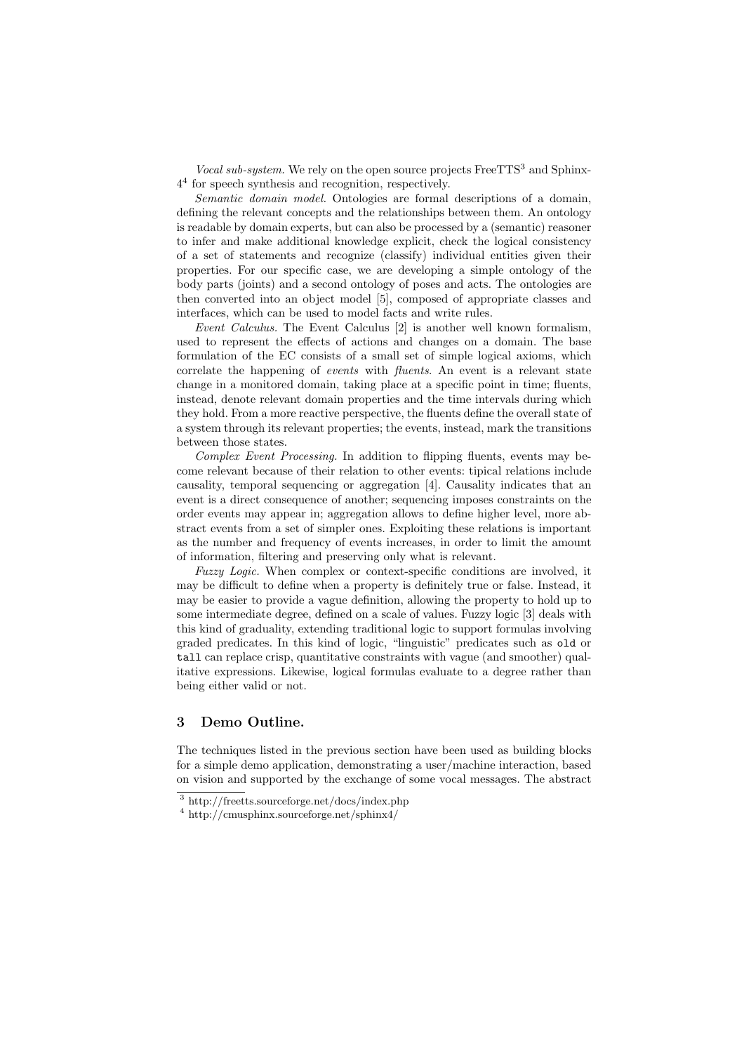*Vocal sub-system.* We rely on the open source projects FreeTTS[3] and Sphinx-4[4] for speech synthesis and recognition, respectively.

*Semantic domain model.* Ontologies are formal descriptions of a domain, defining the relevant concepts and the relationships between them. An ontology is readable by domain experts, but can also be processed by a (semantic) reasoner to infer and make additional knowledge explicit, check the logical consistency of a set of statements and recognize (classify) individual entities given their properties. For our specific case, we are developing a simple ontology of the body parts (joints) and a second ontology of poses and acts. The ontologies are then converted into an object model [5], composed of appropriate classes and interfaces, which can be used to model facts and write rules.

*Event Calculus.* The Event Calculus [2] is another well known formalism, used to represent the effects of actions and changes on a domain. The base formulation of the EC consists of a small set of simple logical axioms, which correlate the happening of *events* with *fluents*. An event is a relevant state change in a monitored domain, taking place at a specific point in time; fluents, instead, denote relevant domain properties and the time intervals during which they hold. From a more reactive perspective, the fluents define the overall state of a system through its relevant properties; the events, instead, mark the transitions between those states.

*Complex Event Processing.* In addition to flipping fluents, events may become relevant because of their relation to other events: tipical relations include causality, temporal sequencing or aggregation [4]. Causality indicates that an event is a direct consequence of another; sequencing imposes constraints on the order events may appear in; aggregation allows to define higher level, more abstract events from a set of simpler ones. Exploiting these relations is important as the number and frequency of events increases, in order to limit the amount of information, filtering and preserving only what is relevant.

*Fuzzy Logic.* When complex or context-specific conditions are involved, it may be difficult to define when a property is definitely true or false. Instead, it may be easier to provide a vague definition, allowing the property to hold up to some intermediate degree, defined on a scale of values. Fuzzy logic [3] deals with this kind of graduality, extending traditional logic to support formulas involving graded predicates. In this kind of logic, "linguistic" predicates such as `old` or `tall` can replace crisp, quantitative constraints with vague (and smoother) qualitative expressions. Likewise, logical formulas evaluate to a degree rather than being either valid or not.

## 3 Demo Outline.

The techniques listed in the previous section have been used as building blocks for a simple demo application, demonstrating a user/machine interaction, based on vision and supported by the exchange of some vocal messages. The abstract

[3] http://freetts.sourceforge.net/docs/index.php

[4] http://cmusphinx.sourceforge.net/sphinx4/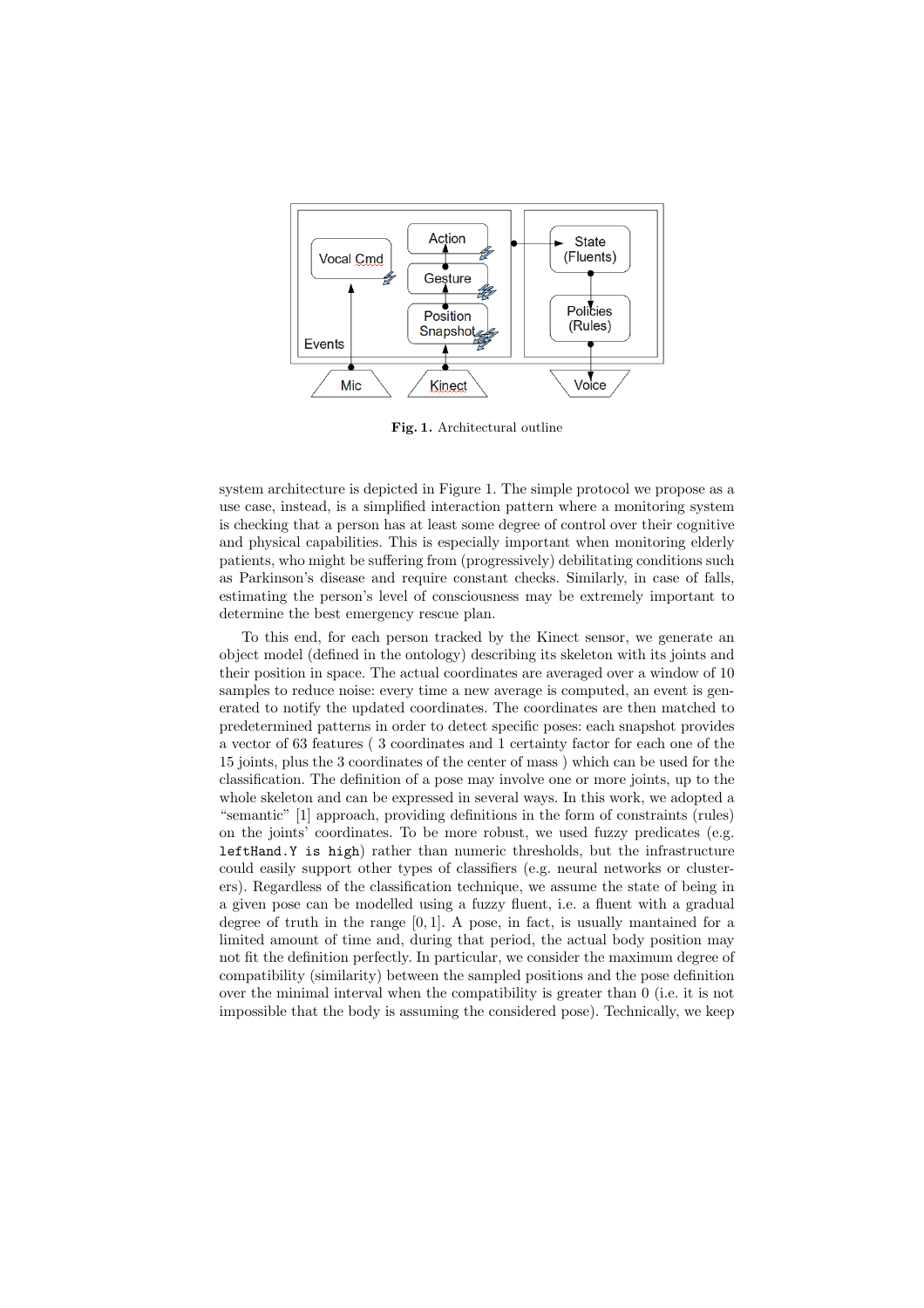**Fig. 1.** Architectural outline

system architecture is depicted in Figure 1. The simple protocol we propose as a use case, instead, is a simplified interaction pattern where a monitoring system is checking that a person has at least some degree of control over their cognitive and physical capabilities. This is especially important when monitoring elderly patients, who might be suffering from (progressively) debilitating conditions such as Parkinson's disease and require constant checks. Similarly, in case of falls, estimating the person's level of consciousness may be extremely important to determine the best emergency rescue plan.

To this end, for each person tracked by the Kinect sensor, we generate an object model (defined in the ontology) describing its skeleton with its joints and their position in space. The actual coordinates are averaged over a window of 10 samples to reduce noise: every time a new average is computed, an event is generated to notify the updated coordinates. The coordinates are then matched to predetermined patterns in order to detect specific poses: each snapshot provides a vector of 63 features ( 3 coordinates and 1 certainty factor for each one of the 15 joints, plus the 3 coordinates of the center of mass ) which can be used for the classification. The definition of a pose may involve one or more joints, up to the whole skeleton and can be expressed in several ways. In this work, we adopted a "semantic" [1] approach, providing definitions in the form of constraints (rules) on the joints' coordinates. To be more robust, we used fuzzy predicates (e.g. `leftHand.Y is high`) rather than numeric thresholds, but the infrastructure could easily support other types of classifiers (e.g. neural networks or clusterers). Regardless of the classification technique, we assume the state of being in a given pose can be modelled using a fuzzy fluent, i.e. a fluent with a gradual degree of truth in the range $[0, 1]$. A pose, in fact, is usually mantained for a limited amount of time and, during that period, the actual body position may not fit the definition perfectly. In particular, we consider the maximum degree of compatibility (similarity) between the sampled positions and the pose definition over the minimal interval when the compatibility is greater than 0 (i.e. it is not impossible that the body is assuming the considered pose). Technically, we keep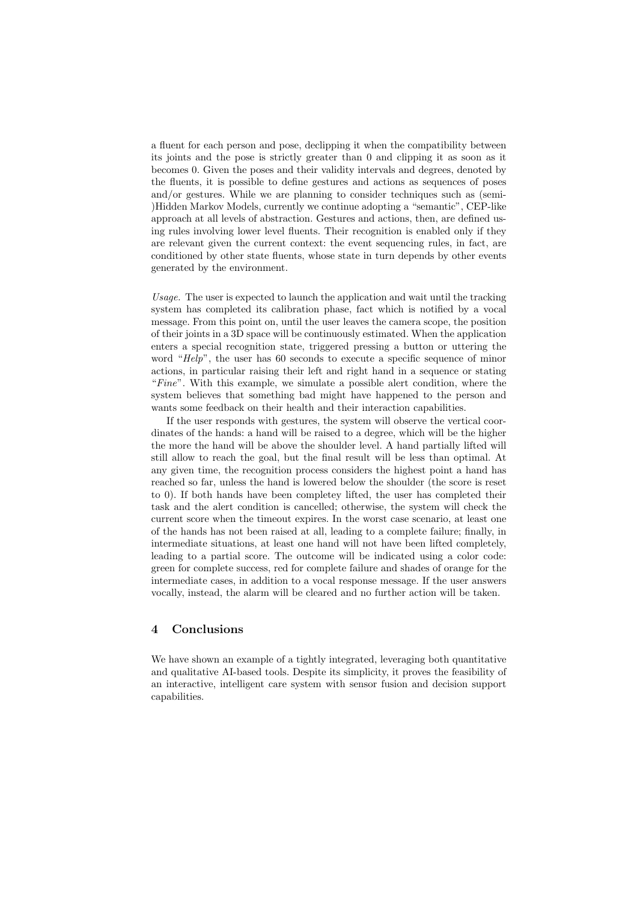a fluent for each person and pose, declipping it when the compatibility between its joints and the pose is strictly greater than 0 and clipping it as soon as it becomes 0. Given the poses and their validity intervals and degrees, denoted by the fluents, it is possible to define gestures and actions as sequences of poses and/or gestures. While we are planning to consider techniques such as (semi-)Hidden Markov Models, currently we continue adopting a "semantic", CEP-like approach at all levels of abstraction. Gestures and actions, then, are defined using rules involving lower level fluents. Their recognition is enabled only if they are relevant given the current context: the event sequencing rules, in fact, are conditioned by other state fluents, whose state in turn depends by other events generated by the environment.

*Usage.* The user is expected to launch the application and wait until the tracking system has completed its calibration phase, fact which is notified by a vocal message. From this point on, until the user leaves the camera scope, the position of their joints in a 3D space will be continuously estimated. When the application enters a special recognition state, triggered pressing a button or uttering the word "*Help*", the user has 60 seconds to execute a specific sequence of minor actions, in particular raising their left and right hand in a sequence or stating "*Fine*". With this example, we simulate a possible alert condition, where the system believes that something bad might have happened to the person and wants some feedback on their health and their interaction capabilities.

If the user responds with gestures, the system will observe the vertical coordinates of the hands: a hand will be raised to a degree, which will be the higher the more the hand will be above the shoulder level. A hand partially lifted will still allow to reach the goal, but the final result will be less than optimal. At any given time, the recognition process considers the highest point a hand has reached so far, unless the hand is lowered below the shoulder (the score is reset to 0). If both hands have been completey lifted, the user has completed their task and the alert condition is cancelled; otherwise, the system will check the current score when the timeout expires. In the worst case scenario, at least one of the hands has not been raised at all, leading to a complete failure; finally, in intermediate situations, at least one hand will not have been lifted completely, leading to a partial score. The outcome will be indicated using a color code: green for complete success, red for complete failure and shades of orange for the intermediate cases, in addition to a vocal response message. If the user answers vocally, instead, the alarm will be cleared and no further action will be taken.

## 4 Conclusions

We have shown an example of a tightly integrated, leveraging both quantitative and qualitative AI-based tools. Despite its simplicity, it proves the feasibility of an interactive, intelligent care system with sensor fusion and decision support capabilities.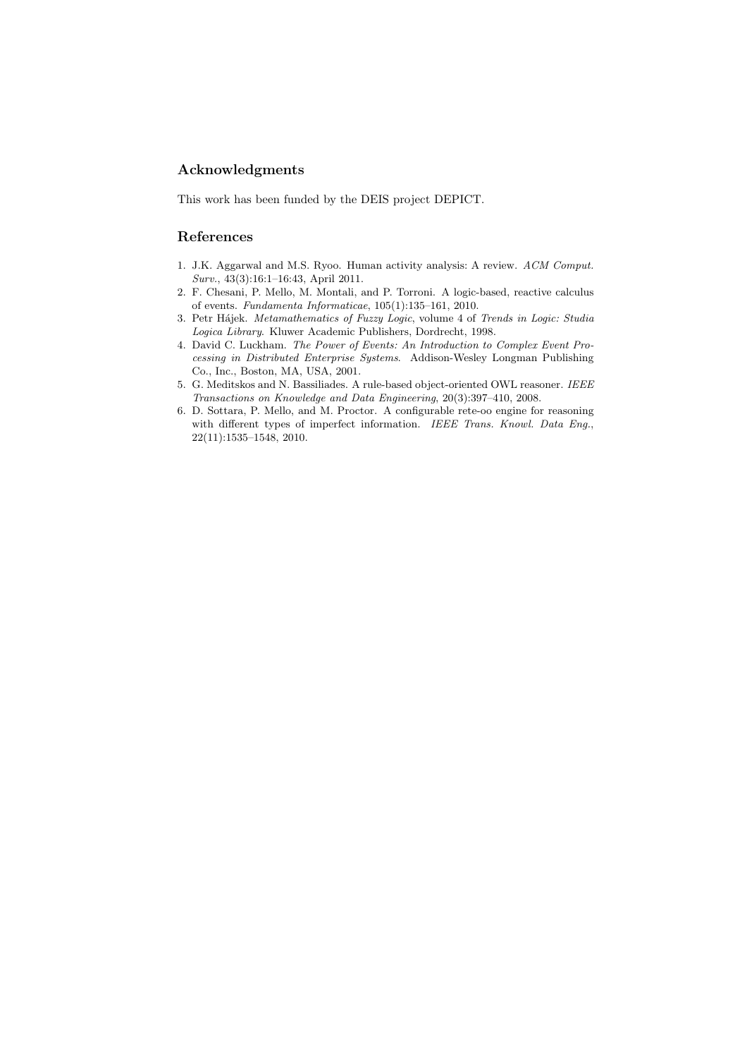## Acknowledgments

This work has been funded by the DEIS project DEPICT.

## References

1. J.K. Aggarwal and M.S. Ryoo. Human activity analysis: A review. *ACM Comput. Surv.*, 43(3):16:1–16:43, April 2011.
2. F. Chesani, P. Mello, M. Montali, and P. Torroni. A logic-based, reactive calculus of events. *Fundamenta Informaticae*, 105(1):135–161, 2010.
3. Petr Hájek. *Metamathematics of Fuzzy Logic*, volume 4 of *Trends in Logic: Studia Logica Library*. Kluwer Academic Publishers, Dordrecht, 1998.
4. David C. Luckham. *The Power of Events: An Introduction to Complex Event Processing in Distributed Enterprise Systems*. Addison-Wesley Longman Publishing Co., Inc., Boston, MA, USA, 2001.
5. G. Meditskos and N. Bassiliades. A rule-based object-oriented OWL reasoner. *IEEE Transactions on Knowledge and Data Engineering*, 20(3):397–410, 2008.
6. D. Sottara, P. Mello, and M. Proctor. A configurable rete-oo engine for reasoning with different types of imperfect information. *IEEE Trans. Knowl. Data Eng.*, 22(11):1535–1548, 2010.